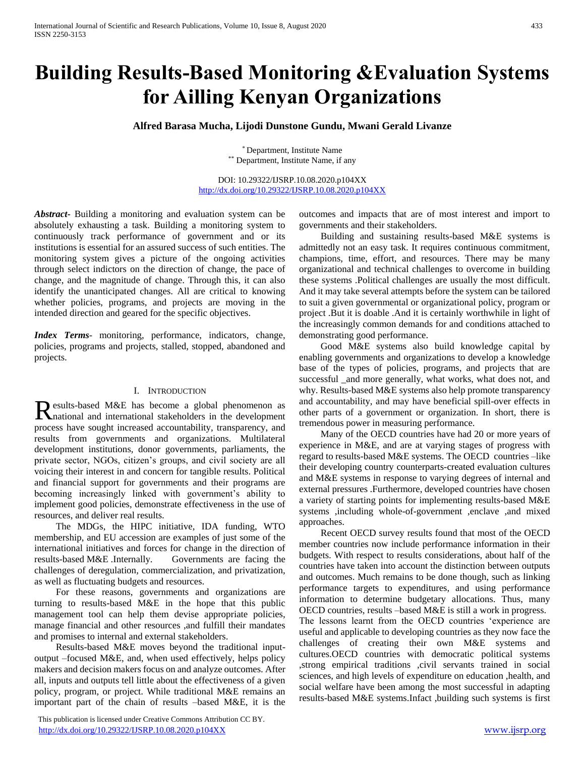# Building Results-Based Monitoring &Evaluation Systems for Ailling Kenyan Organizations

**Alfred Barasa Mucha, Lijodi Dunstone Gundu, Mwani Gerald Livanze**

[*] Department, Institute Name
[**] Department, Institute Name, if any

DOI: 10.29322/IJSRP.10.08.2020.p104XX
http://dx.doi.org/10.29322/IJSRP.10.08.2020.p104XX

***Abstract***- Building a monitoring and evaluation system can be absolutely exhausting a task. Building a monitoring system to continuously track performance of government and or its institutions is essential for an assured success of such entities. The monitoring system gives a picture of the ongoing activities through select indictors on the direction of change, the pace of change, and the magnitude of change. Through this, it can also identify the unanticipated changes. All are critical to knowing whether policies, programs, and projects are moving in the intended direction and geared for the specific objectives.

***Index Terms***- monitoring, performance, indicators, change, policies, programs and projects, stalled, stopped, abandoned and projects.

## I. Introduction

Results-based M&E has become a global phenomenon as national and international stakeholders in the development process have sought increased accountability, transparency, and results from governments and organizations. Multilateral development institutions, donor governments, parliaments, the private sector, NGOs, citizen's groups, and civil society are all voicing their interest in and concern for tangible results. Political and financial support for governments and their programs are becoming increasingly linked with government's ability to implement good policies, demonstrate effectiveness in the use of resources, and deliver real results.

The MDGs, the HIPC initiative, IDA funding, WTO membership, and EU accession are examples of just some of the international initiatives and forces for change in the direction of results-based M&E .Internally. Governments are facing the challenges of deregulation, commercialization, and privatization, as well as fluctuating budgets and resources.

For these reasons, governments and organizations are turning to results-based M&E in the hope that this public management tool can help them devise appropriate policies, manage financial and other resources ,and fulfill their mandates and promises to internal and external stakeholders.

Results-based M&E moves beyond the traditional input-output –focused M&E, and, when used effectively, helps policy makers and decision makers focus on and analyze outcomes. After all, inputs and outputs tell little about the effectiveness of a given policy, program, or project. While traditional M&E remains an important part of the chain of results –based M&E, it is the outcomes and impacts that are of most interest and import to governments and their stakeholders.

Building and sustaining results-based M&E systems is admittedly not an easy task. It requires continuous commitment, champions, time, effort, and resources. There may be many organizational and technical challenges to overcome in building these systems .Political challenges are usually the most difficult. And it may take several attempts before the system can be tailored to suit a given governmental or organizational policy, program or project .But it is doable .And it is certainly worthwhile in light of the increasingly common demands for and conditions attached to demonstrating good performance.

Good M&E systems also build knowledge capital by enabling governments and organizations to develop a knowledge base of the types of policies, programs, and projects that are successful _and more generally, what works, what does not, and why. Results-based M&E systems also help promote transparency and accountability, and may have beneficial spill-over effects in other parts of a government or organization. In short, there is tremendous power in measuring performance.

Many of the OECD countries have had 20 or more years of experience in M&E, and are at varying stages of progress with regard to results-based M&E systems. The OECD countries –like their developing country counterparts-created evaluation cultures and M&E systems in response to varying degrees of internal and external pressures .Furthermore, developed countries have chosen a variety of starting points for implementing results-based M&E systems ,including whole-of-government ,enclave ,and mixed approaches.

Recent OECD survey results found that most of the OECD member countries now include performance information in their budgets. With respect to results considerations, about half of the countries have taken into account the distinction between outputs and outcomes. Much remains to be done though, such as linking performance targets to expenditures, and using performance information to determine budgetary allocations. Thus, many OECD countries, results –based M&E is still a work in progress.
The lessons learnt from the OECD countries 'experience are useful and applicable to developing countries as they now face the challenges of creating their own M&E systems and cultures.OECD countries with democratic political systems ,strong empirical traditions ,civil servants trained in social sciences, and high levels of expenditure on education ,health, and social welfare have been among the most successful in adapting results-based M&E systems.Infact ,building such systems is first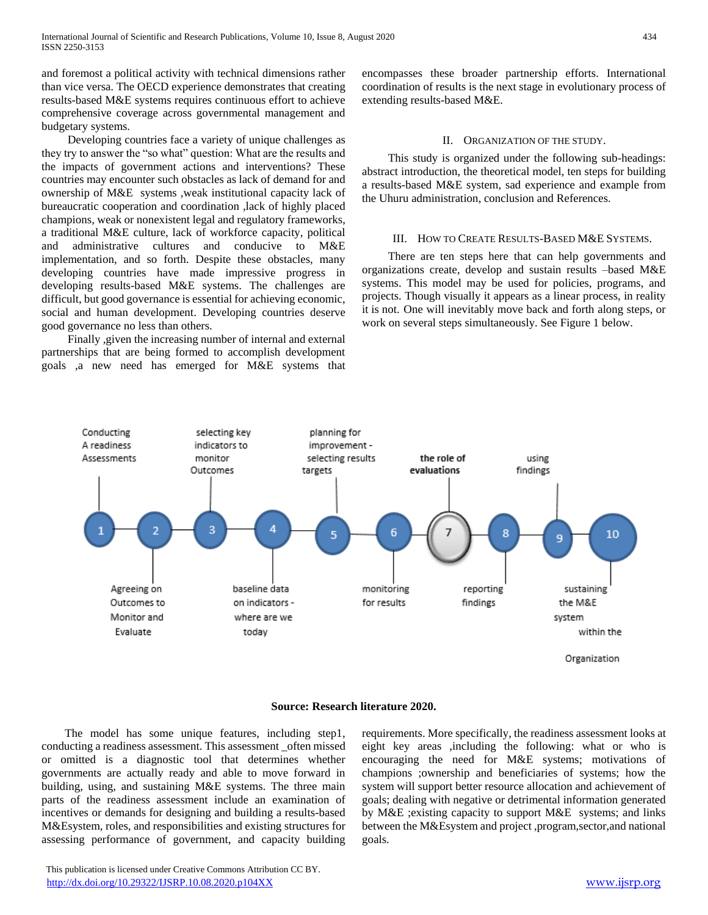and foremost a political activity with technical dimensions rather than vice versa. The OECD experience demonstrates that creating results-based M&E systems requires continuous effort to achieve comprehensive coverage across governmental management and budgetary systems.

Developing countries face a variety of unique challenges as they try to answer the "so what" question: What are the results and the impacts of government actions and interventions? These countries may encounter such obstacles as lack of demand for and ownership of M&E systems ,weak institutional capacity lack of bureaucratic cooperation and coordination ,lack of highly placed champions, weak or nonexistent legal and regulatory frameworks, a traditional M&E culture, lack of workforce capacity, political and administrative cultures and conducive to M&E implementation, and so forth. Despite these obstacles, many developing countries have made impressive progress in developing results-based M&E systems. The challenges are difficult, but good governance is essential for achieving economic, social and human development. Developing countries deserve good governance no less than others.

Finally ,given the increasing number of internal and external partnerships that are being formed to accomplish development goals ,a new need has emerged for M&E systems that encompasses these broader partnership efforts. International coordination of results is the next stage in evolutionary process of extending results-based M&E.

## II. Organization of the Study.

This study is organized under the following sub-headings: abstract introduction, the theoretical model, ten steps for building a results-based M&E system, sad experience and example from the Uhuru administration, conclusion and References.

## III. How to Create Results-Based M&E Systems.

There are ten steps here that can help governments and organizations create, develop and sustain results –based M&E systems. This model may be used for policies, programs, and projects. Though visually it appears as a linear process, in reality it is not. One will inevitably move back and forth along steps, or work on several steps simultaneously. See Figure 1 below.

1. Conducting A readiness Assessments
2. Agreeing on Outcomes to Monitor and Evaluate
3. selecting key indicators to monitor Outcomes
4. baseline data on indicators - where are we today
5. planning for improvement - selecting results targets
6. monitoring for results
7. **the role of evaluations**
8. reporting findings
9. using findings
10. sustaining the M&E system within the Organization

**Source: Research literature 2020.**

The model has some unique features, including step1, conducting a readiness assessment. This assessment _often missed or omitted is a diagnostic tool that determines whether governments are actually ready and able to move forward in building, using, and sustaining M&E systems. The three main parts of the readiness assessment include an examination of incentives or demands for designing and building a results-based M&Esystem, roles, and responsibilities and existing structures for assessing performance of government, and capacity building requirements. More specifically, the readiness assessment looks at eight key areas ,including the following: what or who is encouraging the need for M&E systems; motivations of champions ;ownership and beneficiaries of systems; how the system will support better resource allocation and achievement of goals; dealing with negative or detrimental information generated by M&E ;existing capacity to support M&E systems; and links between the M&Esystem and project ,program,sector,and national goals.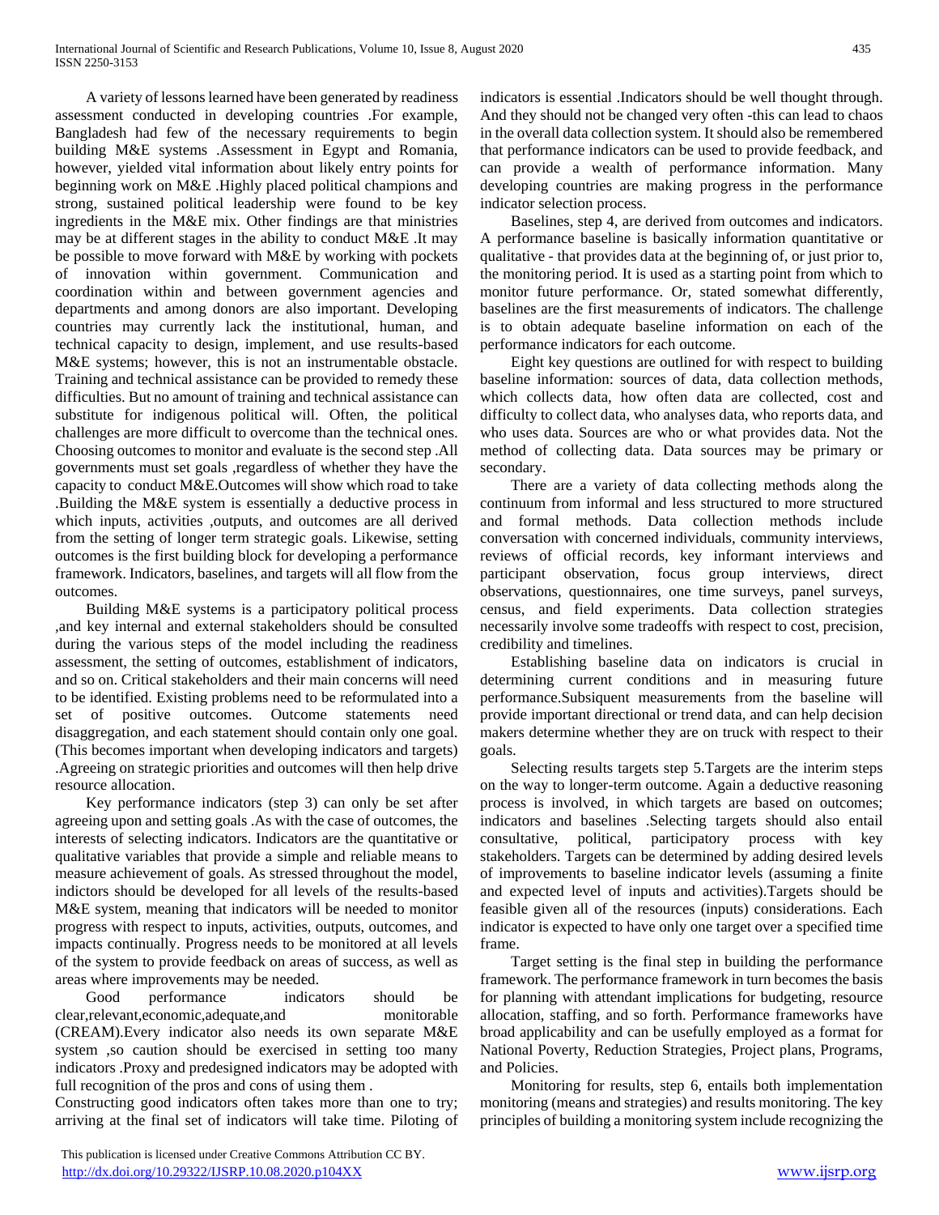A variety of lessons learned have been generated by readiness assessment conducted in developing countries .For example, Bangladesh had few of the necessary requirements to begin building M&E systems .Assessment in Egypt and Romania, however, yielded vital information about likely entry points for beginning work on M&E .Highly placed political champions and strong, sustained political leadership were found to be key ingredients in the M&E mix. Other findings are that ministries may be at different stages in the ability to conduct M&E .It may be possible to move forward with M&E by working with pockets of innovation within government. Communication and coordination within and between government agencies and departments and among donors are also important. Developing countries may currently lack the institutional, human, and technical capacity to design, implement, and use results-based M&E systems; however, this is not an instrumentable obstacle. Training and technical assistance can be provided to remedy these difficulties. But no amount of training and technical assistance can substitute for indigenous political will. Often, the political challenges are more difficult to overcome than the technical ones. Choosing outcomes to monitor and evaluate is the second step .All governments must set goals ,regardless of whether they have the capacity to conduct M&E.Outcomes will show which road to take .Building the M&E system is essentially a deductive process in which inputs, activities ,outputs, and outcomes are all derived from the setting of longer term strategic goals. Likewise, setting outcomes is the first building block for developing a performance framework. Indicators, baselines, and targets will all flow from the outcomes.

Building M&E systems is a participatory political process ,and key internal and external stakeholders should be consulted during the various steps of the model including the readiness assessment, the setting of outcomes, establishment of indicators, and so on. Critical stakeholders and their main concerns will need to be identified. Existing problems need to be reformulated into a set of positive outcomes. Outcome statements need disaggregation, and each statement should contain only one goal. (This becomes important when developing indicators and targets) .Agreeing on strategic priorities and outcomes will then help drive resource allocation.

Key performance indicators (step 3) can only be set after agreeing upon and setting goals .As with the case of outcomes, the interests of selecting indicators. Indicators are the quantitative or qualitative variables that provide a simple and reliable means to measure achievement of goals. As stressed throughout the model, indictors should be developed for all levels of the results-based M&E system, meaning that indicators will be needed to monitor progress with respect to inputs, activities, outputs, outcomes, and impacts continually. Progress needs to be monitored at all levels of the system to provide feedback on areas of success, as well as areas where improvements may be needed.

Good performance indicators should be clear,relevant,economic,adequate,and monitorable (CREAM).Every indicator also needs its own separate M&E system ,so caution should be exercised in setting too many indicators .Proxy and predesigned indicators may be adopted with full recognition of the pros and cons of using them .

Constructing good indicators often takes more than one to try; arriving at the final set of indicators will take time. Piloting of indicators is essential .Indicators should be well thought through. And they should not be changed very often -this can lead to chaos in the overall data collection system. It should also be remembered that performance indicators can be used to provide feedback, and can provide a wealth of performance information. Many developing countries are making progress in the performance indicator selection process.

Baselines, step 4, are derived from outcomes and indicators. A performance baseline is basically information quantitative or qualitative - that provides data at the beginning of, or just prior to, the monitoring period. It is used as a starting point from which to monitor future performance. Or, stated somewhat differently, baselines are the first measurements of indicators. The challenge is to obtain adequate baseline information on each of the performance indicators for each outcome.

Eight key questions are outlined for with respect to building baseline information: sources of data, data collection methods, which collects data, how often data are collected, cost and difficulty to collect data, who analyses data, who reports data, and who uses data. Sources are who or what provides data. Not the method of collecting data. Data sources may be primary or secondary.

There are a variety of data collecting methods along the continuum from informal and less structured to more structured and formal methods. Data collection methods include conversation with concerned individuals, community interviews, reviews of official records, key informant interviews and participant observation, focus group interviews, direct observations, questionnaires, one time surveys, panel surveys, census, and field experiments. Data collection strategies necessarily involve some tradeoffs with respect to cost, precision, credibility and timelines.

Establishing baseline data on indicators is crucial in determining current conditions and in measuring future performance.Subsiquent measurements from the baseline will provide important directional or trend data, and can help decision makers determine whether they are on truck with respect to their goals.

Selecting results targets step 5.Targets are the interim steps on the way to longer-term outcome. Again a deductive reasoning process is involved, in which targets are based on outcomes; indicators and baselines .Selecting targets should also entail consultative, political, participatory process with key stakeholders. Targets can be determined by adding desired levels of improvements to baseline indicator levels (assuming a finite and expected level of inputs and activities).Targets should be feasible given all of the resources (inputs) considerations. Each indicator is expected to have only one target over a specified time frame.

Target setting is the final step in building the performance framework. The performance framework in turn becomes the basis for planning with attendant implications for budgeting, resource allocation, staffing, and so forth. Performance frameworks have broad applicability and can be usefully employed as a format for National Poverty, Reduction Strategies, Project plans, Programs, and Policies.

Monitoring for results, step 6, entails both implementation monitoring (means and strategies) and results monitoring. The key principles of building a monitoring system include recognizing the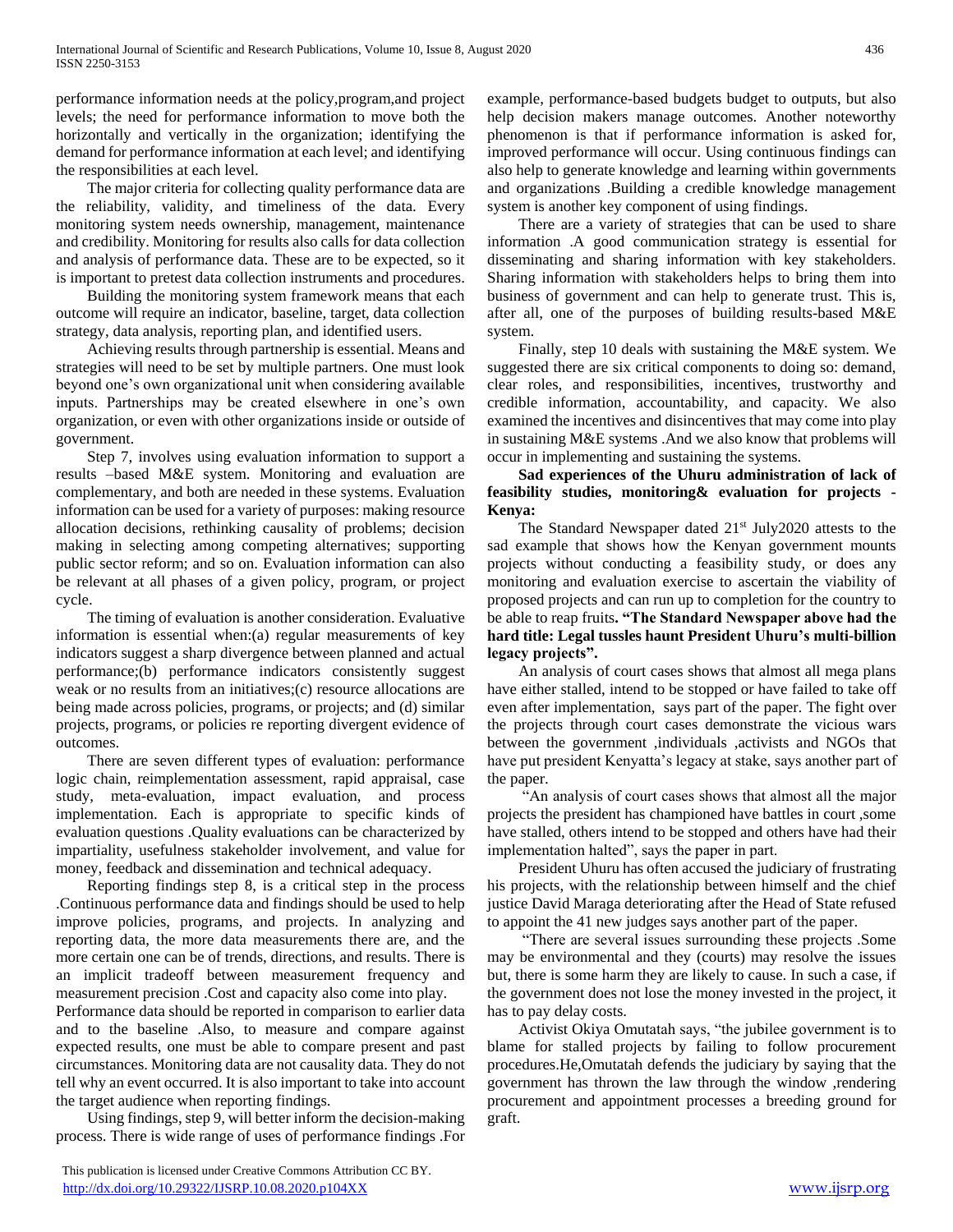performance information needs at the policy,program,and project levels; the need for performance information to move both the horizontally and vertically in the organization; identifying the demand for performance information at each level; and identifying the responsibilities at each level.

The major criteria for collecting quality performance data are the reliability, validity, and timeliness of the data. Every monitoring system needs ownership, management, maintenance and credibility. Monitoring for results also calls for data collection and analysis of performance data. These are to be expected, so it is important to pretest data collection instruments and procedures.

Building the monitoring system framework means that each outcome will require an indicator, baseline, target, data collection strategy, data analysis, reporting plan, and identified users.

Achieving results through partnership is essential. Means and strategies will need to be set by multiple partners. One must look beyond one's own organizational unit when considering available inputs. Partnerships may be created elsewhere in one's own organization, or even with other organizations inside or outside of government.

Step 7, involves using evaluation information to support a results –based M&E system. Monitoring and evaluation are complementary, and both are needed in these systems. Evaluation information can be used for a variety of purposes: making resource allocation decisions, rethinking causality of problems; decision making in selecting among competing alternatives; supporting public sector reform; and so on. Evaluation information can also be relevant at all phases of a given policy, program, or project cycle.

The timing of evaluation is another consideration. Evaluative information is essential when:(a) regular measurements of key indicators suggest a sharp divergence between planned and actual performance;(b) performance indicators consistently suggest weak or no results from an initiatives;(c) resource allocations are being made across policies, programs, or projects; and (d) similar projects, programs, or policies re reporting divergent evidence of outcomes.

There are seven different types of evaluation: performance logic chain, reimplementation assessment, rapid appraisal, case study, meta-evaluation, impact evaluation, and process implementation. Each is appropriate to specific kinds of evaluation questions .Quality evaluations can be characterized by impartiality, usefulness stakeholder involvement, and value for money, feedback and dissemination and technical adequacy.

Reporting findings step 8, is a critical step in the process .Continuous performance data and findings should be used to help improve policies, programs, and projects. In analyzing and reporting data, the more data measurements there are, and the more certain one can be of trends, directions, and results. There is an implicit tradeoff between measurement frequency and measurement precision .Cost and capacity also come into play. Performance data should be reported in comparison to earlier data and to the baseline .Also, to measure and compare against expected results, one must be able to compare present and past circumstances. Monitoring data are not causality data. They do not tell why an event occurred. It is also important to take into account the target audience when reporting findings.

Using findings, step 9, will better inform the decision-making process. There is wide range of uses of performance findings .For example, performance-based budgets budget to outputs, but also help decision makers manage outcomes. Another noteworthy phenomenon is that if performance information is asked for, improved performance will occur. Using continuous findings can also help to generate knowledge and learning within governments and organizations .Building a credible knowledge management system is another key component of using findings.

There are a variety of strategies that can be used to share information .A good communication strategy is essential for disseminating and sharing information with key stakeholders. Sharing information with stakeholders helps to bring them into business of government and can help to generate trust. This is, after all, one of the purposes of building results-based M&E system.

Finally, step 10 deals with sustaining the M&E system. We suggested there are six critical components to doing so: demand, clear roles, and responsibilities, incentives, trustworthy and credible information, accountability, and capacity. We also examined the incentives and disincentives that may come into play in sustaining M&E systems .And we also know that problems will occur in implementing and sustaining the systems.

**Sad experiences of the Uhuru administration of lack of feasibility studies, monitoring& evaluation for projects - Kenya:**

The Standard Newspaper dated 21st July2020 attests to the sad example that shows how the Kenyan government mounts projects without conducting a feasibility study, or does any monitoring and evaluation exercise to ascertain the viability of proposed projects and can run up to completion for the country to be able to reap fruits**. "The Standard Newspaper above had the hard title: Legal tussles haunt President Uhuru's multi-billion legacy projects".**

An analysis of court cases shows that almost all mega plans have either stalled, intend to be stopped or have failed to take off even after implementation, says part of the paper. The fight over the projects through court cases demonstrate the vicious wars between the government ,individuals ,activists and NGOs that have put president Kenyatta's legacy at stake, says another part of the paper.

"An analysis of court cases shows that almost all the major projects the president has championed have battles in court ,some have stalled, others intend to be stopped and others have had their implementation halted", says the paper in part.

President Uhuru has often accused the judiciary of frustrating his projects, with the relationship between himself and the chief justice David Maraga deteriorating after the Head of State refused to appoint the 41 new judges says another part of the paper.

"There are several issues surrounding these projects .Some may be environmental and they (courts) may resolve the issues but, there is some harm they are likely to cause. In such a case, if the government does not lose the money invested in the project, it has to pay delay costs.

Activist Okiya Omutatah says, "the jubilee government is to blame for stalled projects by failing to follow procurement procedures.He,Omutatah defends the judiciary by saying that the government has thrown the law through the window ,rendering procurement and appointment processes a breeding ground for graft.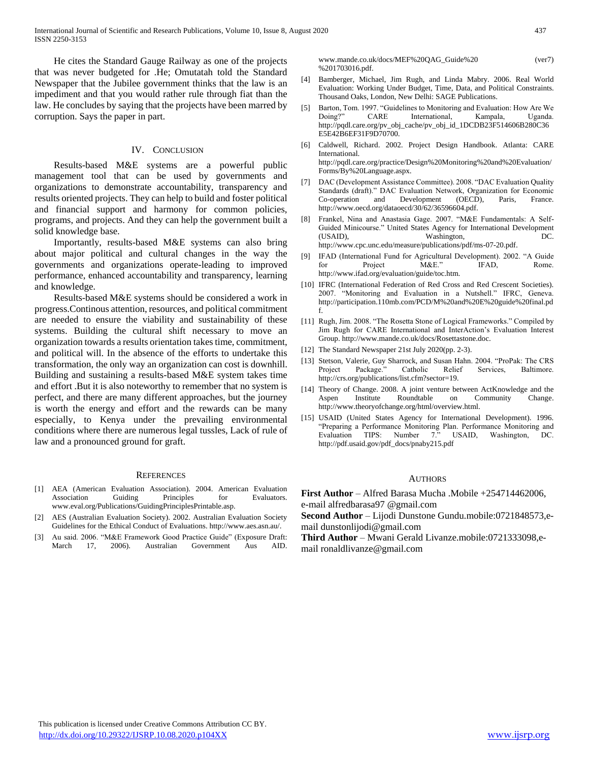He cites the Standard Gauge Railway as one of the projects that was never budgeted for .He; Omutatah told the Standard Newspaper that the Jubilee government thinks that the law is an impediment and that you would rather rule through fiat than the law. He concludes by saying that the projects have been marred by corruption. Says the paper in part.

## IV. Conclusion

Results-based M&E systems are a powerful public management tool that can be used by governments and organizations to demonstrate accountability, transparency and results oriented projects. They can help to build and foster political and financial support and harmony for common policies, programs, and projects. And they can help the government built a solid knowledge base.

Importantly, results-based M&E systems can also bring about major political and cultural changes in the way the governments and organizations operate-leading to improved performance, enhanced accountability and transparency, learning and knowledge.

Results-based M&E systems should be considered a work in progress.Continous attention, resources, and political commitment are needed to ensure the viability and sustainability of these systems. Building the cultural shift necessary to move an organization towards a results orientation takes time, commitment, and political will. In the absence of the efforts to undertake this transformation, the only way an organization can cost is downhill. Building and sustaining a results-based M&E system takes time and effort .But it is also noteworthy to remember that no system is perfect, and there are many different approaches, but the journey is worth the energy and effort and the rewards can be many especially, to Kenya under the prevailing environmental conditions where there are numerous legal tussles, Lack of rule of law and a pronounced ground for graft.

## References

[1] AEA (American Evaluation Association). 2004. American Evaluation Association Guiding Principles for Evaluators. www.eval.org/Publications/GuidingPrinciplesPrintable.asp.

[2] AES (Australian Evaluation Society). 2002. Australian Evaluation Society Guidelines for the Ethical Conduct of Evaluations. http://www.aes.asn.au/.

[3] Au said. 2006. "M&E Framework Good Practice Guide" (Exposure Draft: March 17, 2006). Australian Government Aus AID. www.mande.co.uk/docs/MEF%20QAG_Guide%20 (ver7) %201703016.pdf.

[4] Bamberger, Michael, Jim Rugh, and Linda Mabry. 2006. Real World Evaluation: Working Under Budget, Time, Data, and Political Constraints. Thousand Oaks, London, New Delhi: SAGE Publications.

[5] Barton, Tom. 1997. "Guidelines to Monitoring and Evaluation: How Are We Doing?" CARE International, Kampala, Uganda. http://pqdl.care.org/pv_obj_cache/pv_obj_id_1DCDB23F514606B280C36E5E42B6EF31F9D70700.

[6] Caldwell, Richard. 2002. Project Design Handbook. Atlanta: CARE International. http://pqdl.care.org/practice/Design%20Monitoring%20and%20Evaluation/Forms/By%20Language.aspx.

[7] DAC (Development Assistance Committee). 2008. "DAC Evaluation Quality Standards (draft)." DAC Evaluation Network, Organization for Economic Co-operation and Development (OECD), Paris, France. http://www.oecd.org/dataoecd/30/62/36596604.pdf.

[8] Frankel, Nina and Anastasia Gage. 2007. "M&E Fundamentals: A Self-Guided Minicourse." United States Agency for International Development (USAID), Washington, DC. http://www.cpc.unc.edu/measure/publications/pdf/ms-07-20.pdf.

[9] IFAD (International Fund for Agricultural Development). 2002. "A Guide for Project M&E." IFAD, Rome. http://www.ifad.org/evaluation/guide/toc.htm.

[10] IFRC (International Federation of Red Cross and Red Crescent Societies). 2007. "Monitoring and Evaluation in a Nutshell." IFRC, Geneva. http://participation.110mb.com/PCD/M%20and%20E%20guide%20final.pdf.

[11] Rugh, Jim. 2008. "The Rosetta Stone of Logical Frameworks." Compiled by Jim Rugh for CARE International and InterAction's Evaluation Interest Group. http://www.mande.co.uk/docs/Rosettastone.doc.

[12] The Standard Newspaper 21st July 2020(pp. 2-3).

[13] Stetson, Valerie, Guy Sharrock, and Susan Hahn. 2004. "ProPak: The CRS Project Package." Catholic Relief Services, Baltimore. http://crs.org/publications/list.cfm?sector=19.

[14] Theory of Change. 2008. A joint venture between ActKnowledge and the Aspen Institute Roundtable on Community Change. http://www.theoryofchange.org/html/overview.html.

[15] USAID (United States Agency for International Development). 1996. "Preparing a Performance Monitoring Plan. Performance Monitoring and Evaluation TIPS: Number 7." USAID, Washington, DC. http://pdf.usaid.gov/pdf_docs/pnaby215.pdf

## Authors

**First Author** – Alfred Barasa Mucha .Mobile +254714462006, e-mail alfredbarasa97 @gmail.com

**Second Author** – Lijodi Dunstone Gundu.mobile:0721848573,e-mail dunstonlijodi@gmail.com

**Third Author** – Mwani Gerald Livanze.mobile:0721333098,e-mail ronaldlivanze@gmail.com